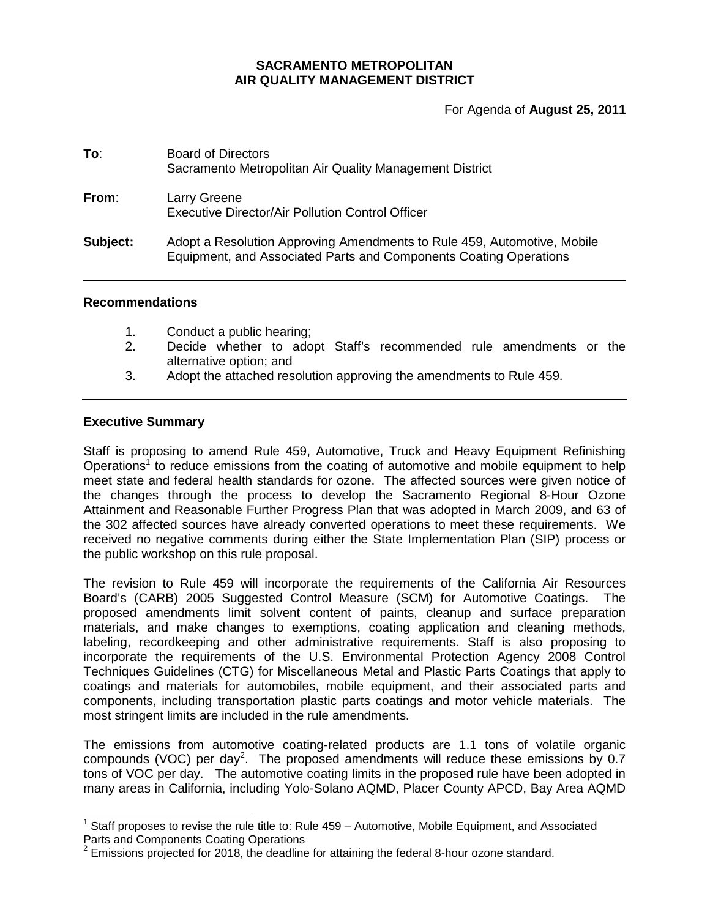**SACRAMENTO METROPOLITAN**
**AIR QUALITY MANAGEMENT DISTRICT**

For Agenda of **August 25, 2011**

**To**: Board of Directors
Sacramento Metropolitan Air Quality Management District

**From**: Larry Greene
Executive Director/Air Pollution Control Officer

**Subject:** Adopt a Resolution Approving Amendments to Rule 459, Automotive, Mobile Equipment, and Associated Parts and Components Coating Operations

---

## Recommendations

1. Conduct a public hearing;
2. Decide whether to adopt Staff's recommended rule amendments or the alternative option; and
3. Adopt the attached resolution approving the amendments to Rule 459.

---

## Executive Summary

Staff is proposing to amend Rule 459, Automotive, Truck and Heavy Equipment Refinishing Operations[1] to reduce emissions from the coating of automotive and mobile equipment to help meet state and federal health standards for ozone. The affected sources were given notice of the changes through the process to develop the Sacramento Regional 8-Hour Ozone Attainment and Reasonable Further Progress Plan that was adopted in March 2009, and 63 of the 302 affected sources have already converted operations to meet these requirements. We received no negative comments during either the State Implementation Plan (SIP) process or the public workshop on this rule proposal.

The revision to Rule 459 will incorporate the requirements of the California Air Resources Board's (CARB) 2005 Suggested Control Measure (SCM) for Automotive Coatings. The proposed amendments limit solvent content of paints, cleanup and surface preparation materials, and make changes to exemptions, coating application and cleaning methods, labeling, recordkeeping and other administrative requirements. Staff is also proposing to incorporate the requirements of the U.S. Environmental Protection Agency 2008 Control Techniques Guidelines (CTG) for Miscellaneous Metal and Plastic Parts Coatings that apply to coatings and materials for automobiles, mobile equipment, and their associated parts and components, including transportation plastic parts coatings and motor vehicle materials. The most stringent limits are included in the rule amendments.

The emissions from automotive coating-related products are 1.1 tons of volatile organic compounds (VOC) per day[2]. The proposed amendments will reduce these emissions by 0.7 tons of VOC per day. The automotive coating limits in the proposed rule have been adopted in many areas in California, including Yolo-Solano AQMD, Placer County APCD, Bay Area AQMD

---

[1] Staff proposes to revise the rule title to: Rule 459 – Automotive, Mobile Equipment, and Associated Parts and Components Coating Operations

[2] Emissions projected for 2018, the deadline for attaining the federal 8-hour ozone standard.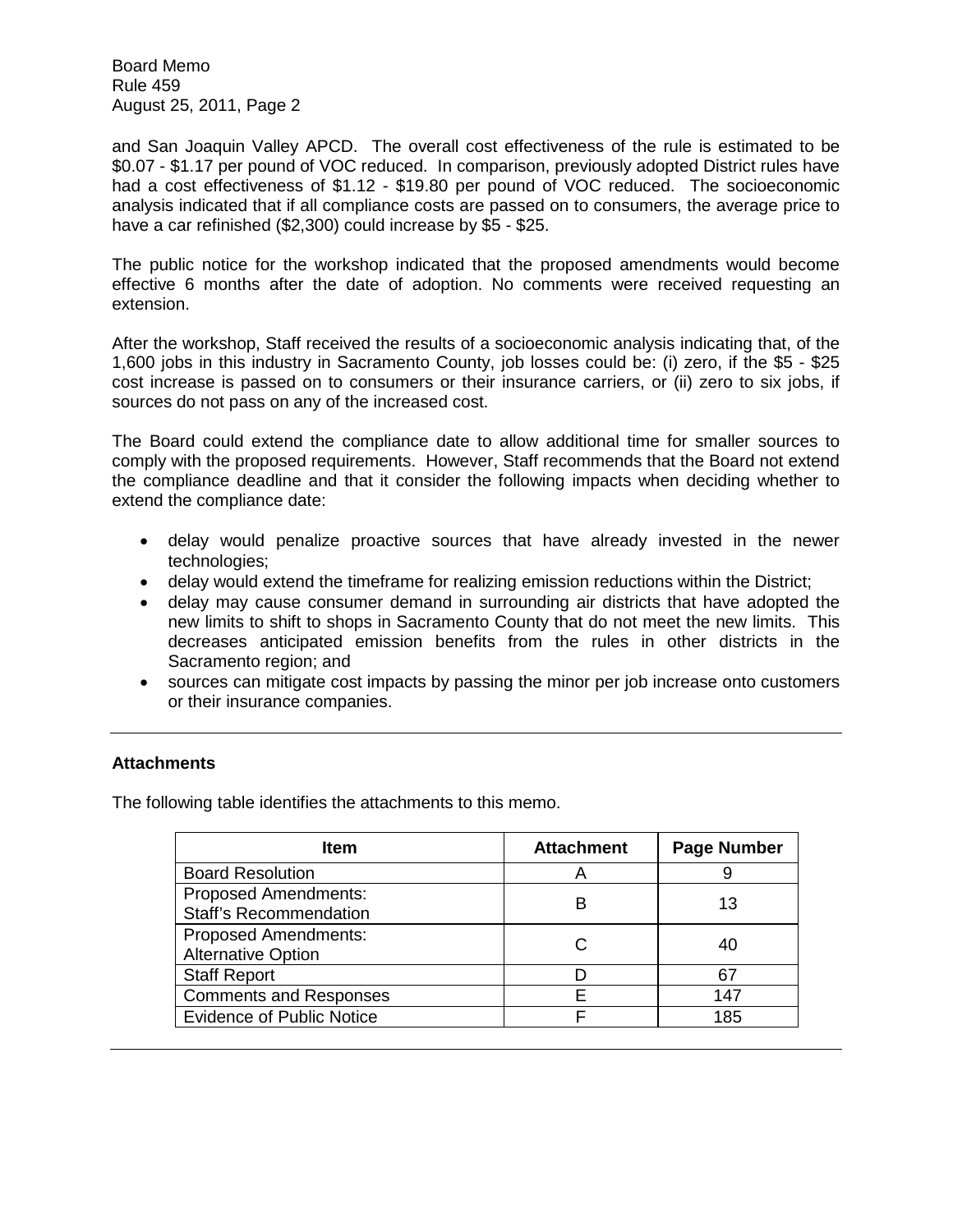and San Joaquin Valley APCD. The overall cost effectiveness of the rule is estimated to be $0.07 - $1.17 per pound of VOC reduced. In comparison, previously adopted District rules have had a cost effectiveness of $1.12 - $19.80 per pound of VOC reduced. The socioeconomic analysis indicated that if all compliance costs are passed on to consumers, the average price to have a car refinished ($2,300) could increase by $5 - $25.

The public notice for the workshop indicated that the proposed amendments would become effective 6 months after the date of adoption. No comments were received requesting an extension.

After the workshop, Staff received the results of a socioeconomic analysis indicating that, of the 1,600 jobs in this industry in Sacramento County, job losses could be: (i) zero, if the $5 - $25 cost increase is passed on to consumers or their insurance carriers, or (ii) zero to six jobs, if sources do not pass on any of the increased cost.

The Board could extend the compliance date to allow additional time for smaller sources to comply with the proposed requirements. However, Staff recommends that the Board not extend the compliance deadline and that it consider the following impacts when deciding whether to extend the compliance date:

- delay would penalize proactive sources that have already invested in the newer technologies;
- delay would extend the timeframe for realizing emission reductions within the District;
- delay may cause consumer demand in surrounding air districts that have adopted the new limits to shift to shops in Sacramento County that do not meet the new limits. This decreases anticipated emission benefits from the rules in other districts in the Sacramento region; and
- sources can mitigate cost impacts by passing the minor per job increase onto customers or their insurance companies.

---

**Attachments**

The following table identifies the attachments to this memo.

| Item | Attachment | Page Number |
|---|---|---|
| Board Resolution | A | 9 |
| Proposed Amendments: Staff's Recommendation | B | 13 |
| Proposed Amendments: Alternative Option | C | 40 |
| Staff Report | D | 67 |
| Comments and Responses | E | 147 |
| Evidence of Public Notice | F | 185 |

---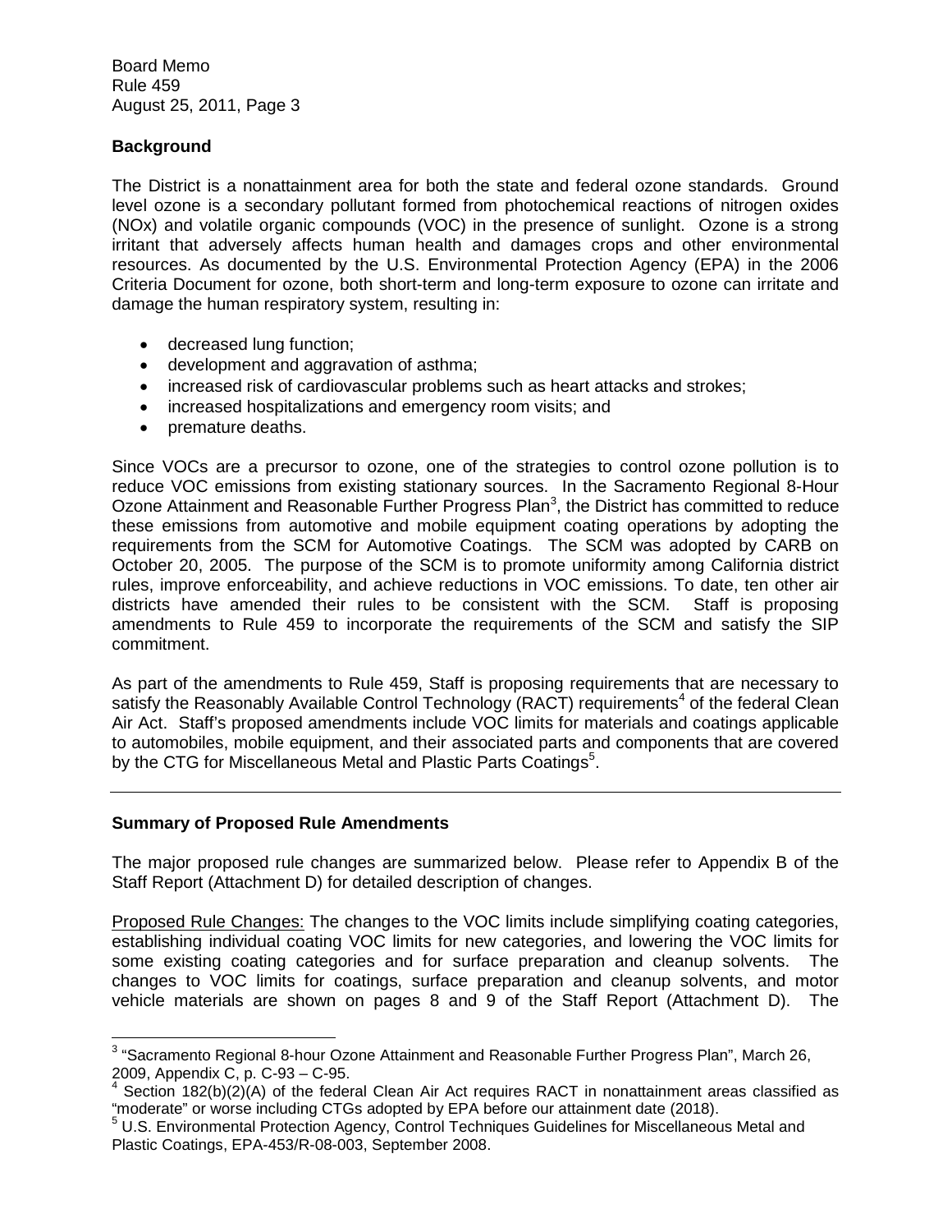## Background

The District is a nonattainment area for both the state and federal ozone standards. Ground level ozone is a secondary pollutant formed from photochemical reactions of nitrogen oxides (NOx) and volatile organic compounds (VOC) in the presence of sunlight. Ozone is a strong irritant that adversely affects human health and damages crops and other environmental resources. As documented by the U.S. Environmental Protection Agency (EPA) in the 2006 Criteria Document for ozone, both short-term and long-term exposure to ozone can irritate and damage the human respiratory system, resulting in:

- decreased lung function;
- development and aggravation of asthma;
- increased risk of cardiovascular problems such as heart attacks and strokes;
- increased hospitalizations and emergency room visits; and
- premature deaths.

Since VOCs are a precursor to ozone, one of the strategies to control ozone pollution is to reduce VOC emissions from existing stationary sources. In the Sacramento Regional 8-Hour Ozone Attainment and Reasonable Further Progress Plan[3], the District has committed to reduce these emissions from automotive and mobile equipment coating operations by adopting the requirements from the SCM for Automotive Coatings. The SCM was adopted by CARB on October 20, 2005. The purpose of the SCM is to promote uniformity among California district rules, improve enforceability, and achieve reductions in VOC emissions. To date, ten other air districts have amended their rules to be consistent with the SCM. Staff is proposing amendments to Rule 459 to incorporate the requirements of the SCM and satisfy the SIP commitment.

As part of the amendments to Rule 459, Staff is proposing requirements that are necessary to satisfy the Reasonably Available Control Technology (RACT) requirements[4] of the federal Clean Air Act. Staff's proposed amendments include VOC limits for materials and coatings applicable to automobiles, mobile equipment, and their associated parts and components that are covered by the CTG for Miscellaneous Metal and Plastic Parts Coatings[5].

---

## Summary of Proposed Rule Amendments

The major proposed rule changes are summarized below. Please refer to Appendix B of the Staff Report (Attachment D) for detailed description of changes.

Proposed Rule Changes: The changes to the VOC limits include simplifying coating categories, establishing individual coating VOC limits for new categories, and lowering the VOC limits for some existing coating categories and for surface preparation and cleanup solvents. The changes to VOC limits for coatings, surface preparation and cleanup solvents, and motor vehicle materials are shown on pages 8 and 9 of the Staff Report (Attachment D). The

---

[3] "Sacramento Regional 8-hour Ozone Attainment and Reasonable Further Progress Plan", March 26, 2009, Appendix C, p. C-93 – C-95.

[4] Section 182(b)(2)(A) of the federal Clean Air Act requires RACT in nonattainment areas classified as "moderate" or worse including CTGs adopted by EPA before our attainment date (2018).

[5] U.S. Environmental Protection Agency, Control Techniques Guidelines for Miscellaneous Metal and Plastic Coatings, EPA-453/R-08-003, September 2008.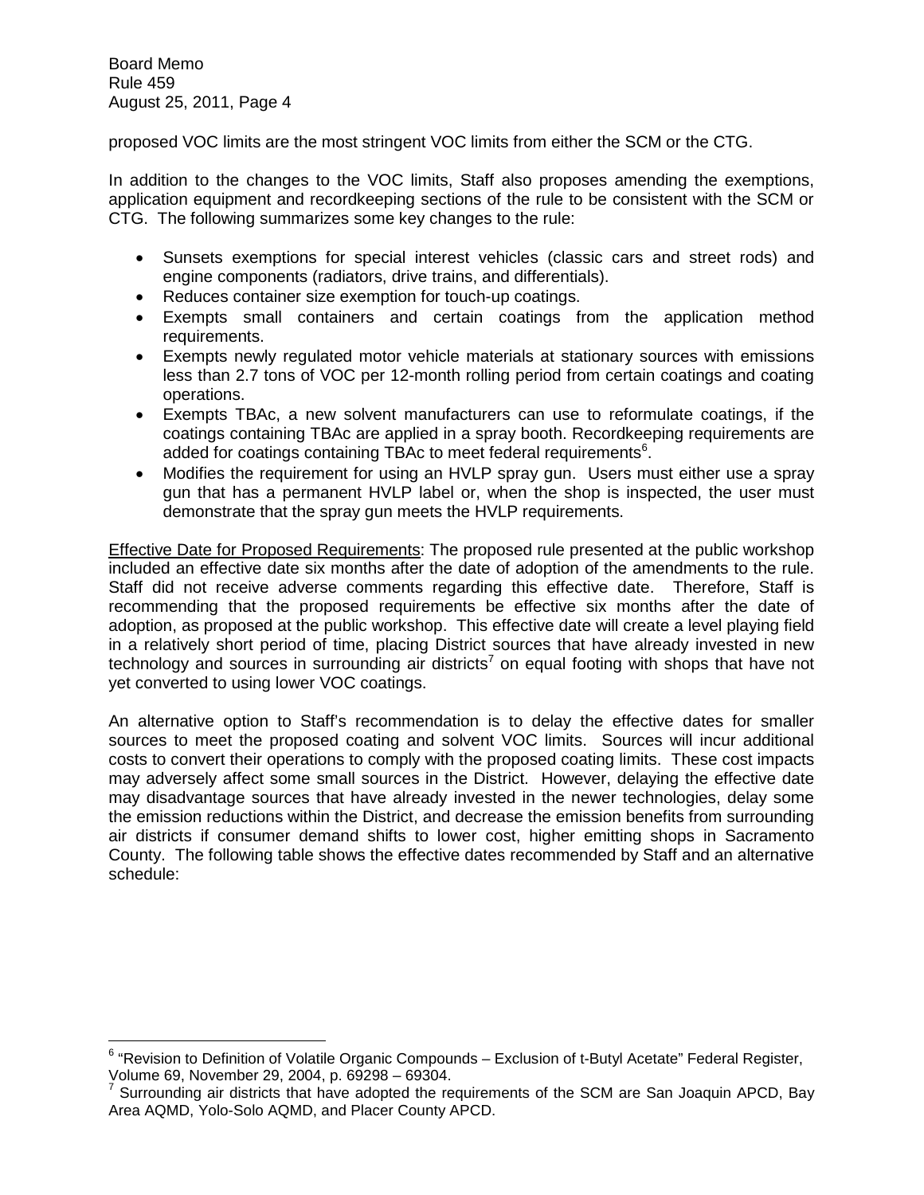proposed VOC limits are the most stringent VOC limits from either the SCM or the CTG.

In addition to the changes to the VOC limits, Staff also proposes amending the exemptions, application equipment and recordkeeping sections of the rule to be consistent with the SCM or CTG. The following summarizes some key changes to the rule:

- Sunsets exemptions for special interest vehicles (classic cars and street rods) and engine components (radiators, drive trains, and differentials).
- Reduces container size exemption for touch-up coatings.
- Exempts small containers and certain coatings from the application method requirements.
- Exempts newly regulated motor vehicle materials at stationary sources with emissions less than 2.7 tons of VOC per 12-month rolling period from certain coatings and coating operations.
- Exempts TBAc, a new solvent manufacturers can use to reformulate coatings, if the coatings containing TBAc are applied in a spray booth. Recordkeeping requirements are added for coatings containing TBAc to meet federal requirements[6].
- Modifies the requirement for using an HVLP spray gun. Users must either use a spray gun that has a permanent HVLP label or, when the shop is inspected, the user must demonstrate that the spray gun meets the HVLP requirements.

Effective Date for Proposed Requirements: The proposed rule presented at the public workshop included an effective date six months after the date of adoption of the amendments to the rule. Staff did not receive adverse comments regarding this effective date. Therefore, Staff is recommending that the proposed requirements be effective six months after the date of adoption, as proposed at the public workshop. This effective date will create a level playing field in a relatively short period of time, placing District sources that have already invested in new technology and sources in surrounding air districts[7] on equal footing with shops that have not yet converted to using lower VOC coatings.

An alternative option to Staff's recommendation is to delay the effective dates for smaller sources to meet the proposed coating and solvent VOC limits. Sources will incur additional costs to convert their operations to comply with the proposed coating limits. These cost impacts may adversely affect some small sources in the District. However, delaying the effective date may disadvantage sources that have already invested in the newer technologies, delay some the emission reductions within the District, and decrease the emission benefits from surrounding air districts if consumer demand shifts to lower cost, higher emitting shops in Sacramento County. The following table shows the effective dates recommended by Staff and an alternative schedule:

[6] "Revision to Definition of Volatile Organic Compounds – Exclusion of t-Butyl Acetate" Federal Register, Volume 69, November 29, 2004, p. 69298 – 69304.

[7] Surrounding air districts that have adopted the requirements of the SCM are San Joaquin APCD, Bay Area AQMD, Yolo-Solo AQMD, and Placer County APCD.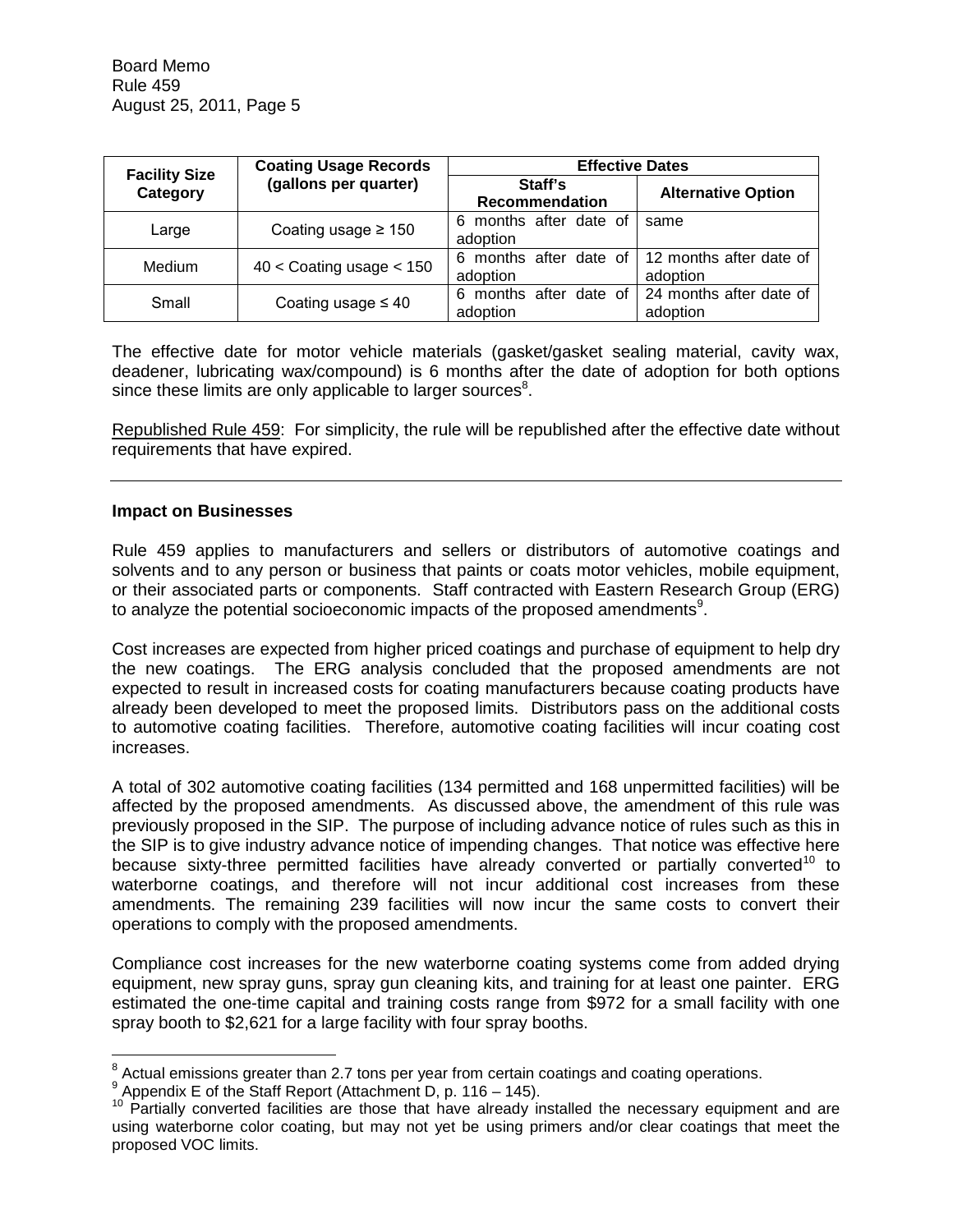| Facility Size Category | Coating Usage Records (gallons per quarter) | Effective Dates | |
|---|---|---|---|
| | | Staff's Recommendation | Alternative Option |
| Large | Coating usage ≥ 150 | 6 months after date of adoption | same |
| Medium | 40 < Coating usage < 150 | 6 months after date of adoption | 12 months after date of adoption |
| Small | Coating usage ≤ 40 | 6 months after date of adoption | 24 months after date of adoption |

The effective date for motor vehicle materials (gasket/gasket sealing material, cavity wax, deadener, lubricating wax/compound) is 6 months after the date of adoption for both options since these limits are only applicable to larger sources[8].

Republished Rule 459: For simplicity, the rule will be republished after the effective date without requirements that have expired.

---

**Impact on Businesses**

Rule 459 applies to manufacturers and sellers or distributors of automotive coatings and solvents and to any person or business that paints or coats motor vehicles, mobile equipment, or their associated parts or components. Staff contracted with Eastern Research Group (ERG) to analyze the potential socioeconomic impacts of the proposed amendments[9].

Cost increases are expected from higher priced coatings and purchase of equipment to help dry the new coatings. The ERG analysis concluded that the proposed amendments are not expected to result in increased costs for coating manufacturers because coating products have already been developed to meet the proposed limits. Distributors pass on the additional costs to automotive coating facilities. Therefore, automotive coating facilities will incur coating cost increases.

A total of 302 automotive coating facilities (134 permitted and 168 unpermitted facilities) will be affected by the proposed amendments. As discussed above, the amendment of this rule was previously proposed in the SIP. The purpose of including advance notice of rules such as this in the SIP is to give industry advance notice of impending changes. That notice was effective here because sixty-three permitted facilities have already converted or partially converted[10] to waterborne coatings, and therefore will not incur additional cost increases from these amendments. The remaining 239 facilities will now incur the same costs to convert their operations to comply with the proposed amendments.

Compliance cost increases for the new waterborne coating systems come from added drying equipment, new spray guns, spray gun cleaning kits, and training for at least one painter. ERG estimated the one-time capital and training costs range from $972 for a small facility with one spray booth to $2,621 for a large facility with four spray booths.

---

[8] Actual emissions greater than 2.7 tons per year from certain coatings and coating operations.

[9] Appendix E of the Staff Report (Attachment D, p. 116 – 145).

[10] Partially converted facilities are those that have already installed the necessary equipment and are using waterborne color coating, but may not yet be using primers and/or clear coatings that meet the proposed VOC limits.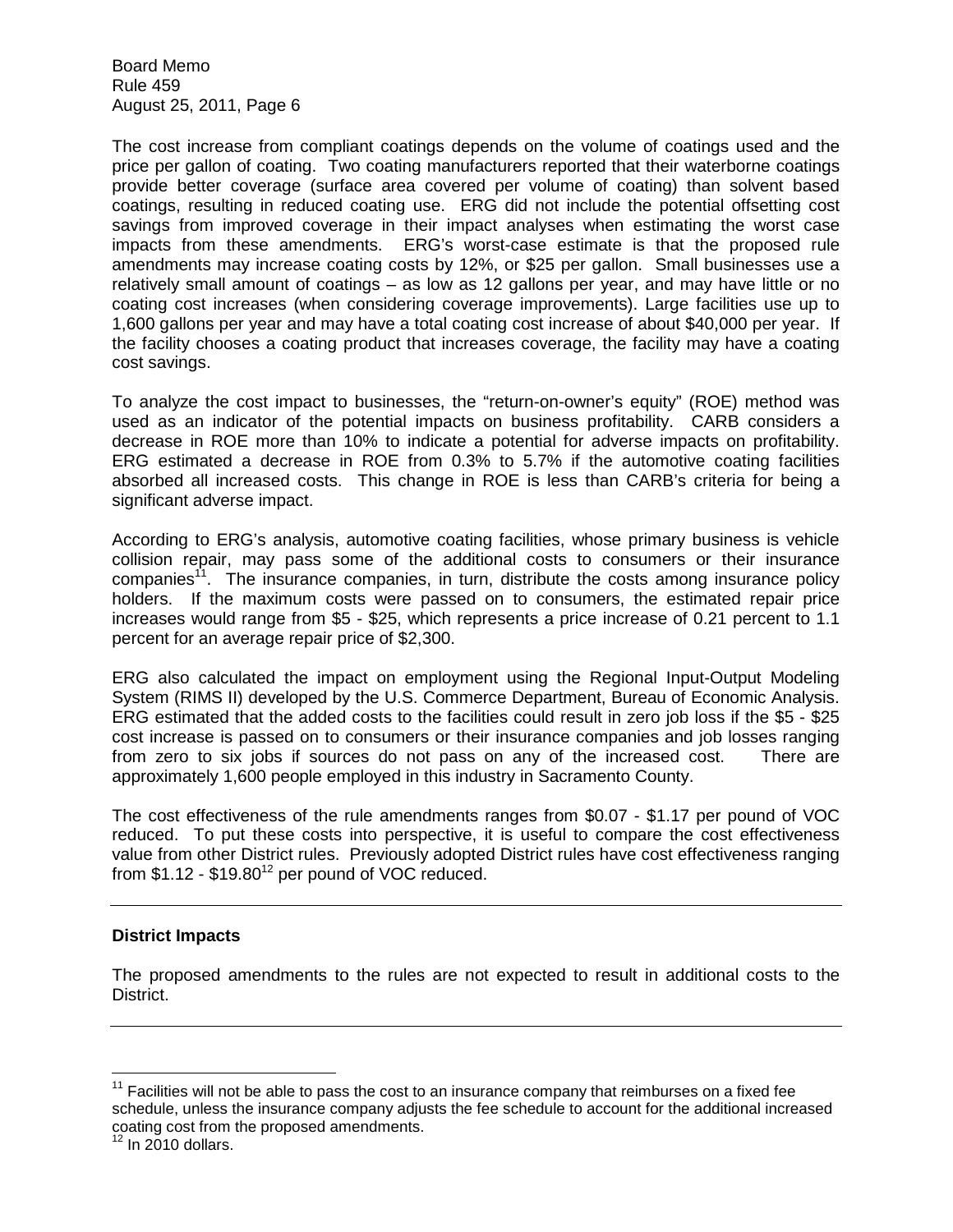The cost increase from compliant coatings depends on the volume of coatings used and the price per gallon of coating. Two coating manufacturers reported that their waterborne coatings provide better coverage (surface area covered per volume of coating) than solvent based coatings, resulting in reduced coating use. ERG did not include the potential offsetting cost savings from improved coverage in their impact analyses when estimating the worst case impacts from these amendments. ERG's worst-case estimate is that the proposed rule amendments may increase coating costs by 12%, or $25 per gallon. Small businesses use a relatively small amount of coatings – as low as 12 gallons per year, and may have little or no coating cost increases (when considering coverage improvements). Large facilities use up to 1,600 gallons per year and may have a total coating cost increase of about $40,000 per year. If the facility chooses a coating product that increases coverage, the facility may have a coating cost savings.

To analyze the cost impact to businesses, the "return-on-owner's equity" (ROE) method was used as an indicator of the potential impacts on business profitability. CARB considers a decrease in ROE more than 10% to indicate a potential for adverse impacts on profitability. ERG estimated a decrease in ROE from 0.3% to 5.7% if the automotive coating facilities absorbed all increased costs. This change in ROE is less than CARB's criteria for being a significant adverse impact.

According to ERG's analysis, automotive coating facilities, whose primary business is vehicle collision repair, may pass some of the additional costs to consumers or their insurance companies[11]. The insurance companies, in turn, distribute the costs among insurance policy holders. If the maximum costs were passed on to consumers, the estimated repair price increases would range from $5 - $25, which represents a price increase of 0.21 percent to 1.1 percent for an average repair price of $2,300.

ERG also calculated the impact on employment using the Regional Input-Output Modeling System (RIMS II) developed by the U.S. Commerce Department, Bureau of Economic Analysis. ERG estimated that the added costs to the facilities could result in zero job loss if the $5 - $25 cost increase is passed on to consumers or their insurance companies and job losses ranging from zero to six jobs if sources do not pass on any of the increased cost. There are approximately 1,600 people employed in this industry in Sacramento County.

The cost effectiveness of the rule amendments ranges from $0.07 - $1.17 per pound of VOC reduced. To put these costs into perspective, it is useful to compare the cost effectiveness value from other District rules. Previously adopted District rules have cost effectiveness ranging from $1.12 - $19.80[12] per pound of VOC reduced.

---

**District Impacts**

The proposed amendments to the rules are not expected to result in additional costs to the District.

---

[11] Facilities will not be able to pass the cost to an insurance company that reimburses on a fixed fee schedule, unless the insurance company adjusts the fee schedule to account for the additional increased coating cost from the proposed amendments.

[12] In 2010 dollars.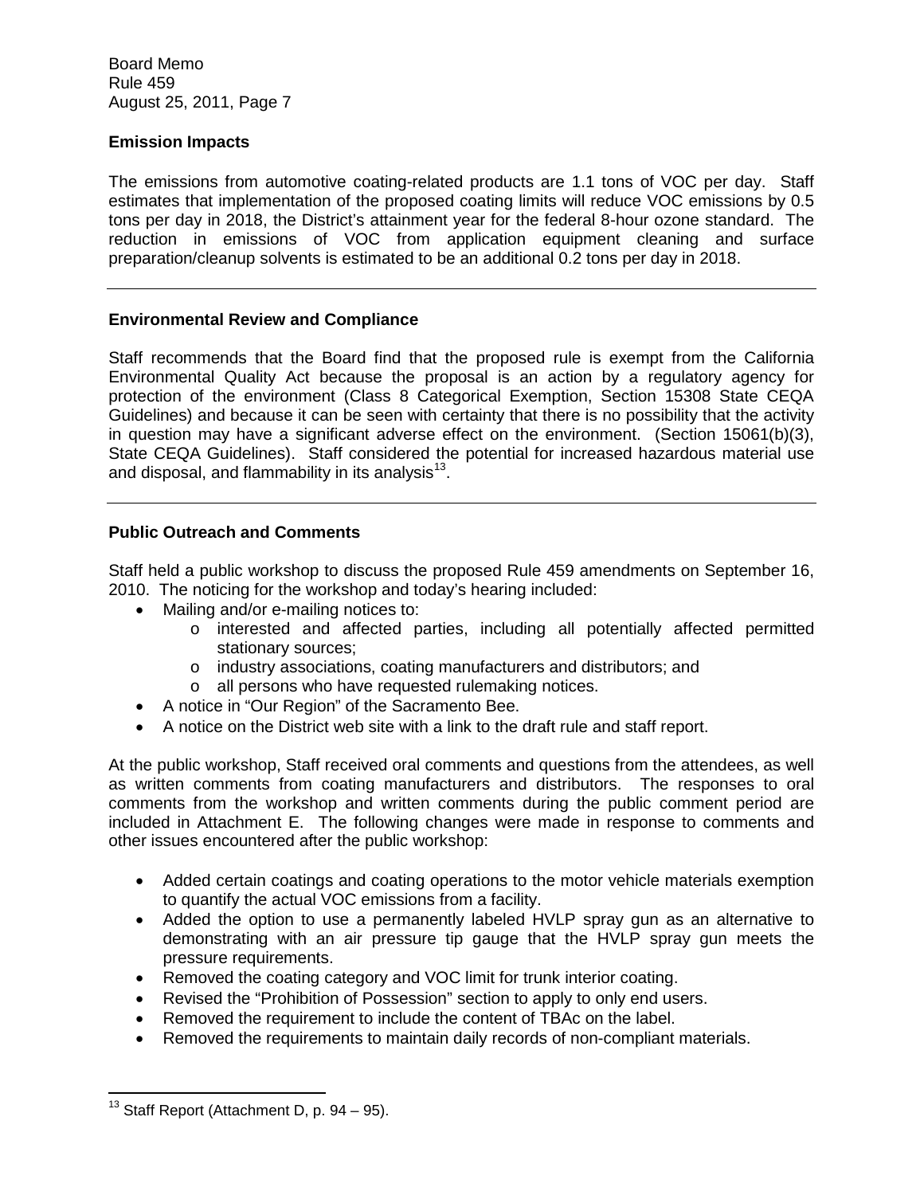## Emission Impacts

The emissions from automotive coating-related products are 1.1 tons of VOC per day. Staff estimates that implementation of the proposed coating limits will reduce VOC emissions by 0.5 tons per day in 2018, the District's attainment year for the federal 8-hour ozone standard. The reduction in emissions of VOC from application equipment cleaning and surface preparation/cleanup solvents is estimated to be an additional 0.2 tons per day in 2018.

---

## Environmental Review and Compliance

Staff recommends that the Board find that the proposed rule is exempt from the California Environmental Quality Act because the proposal is an action by a regulatory agency for protection of the environment (Class 8 Categorical Exemption, Section 15308 State CEQA Guidelines) and because it can be seen with certainty that there is no possibility that the activity in question may have a significant adverse effect on the environment. (Section 15061(b)(3), State CEQA Guidelines). Staff considered the potential for increased hazardous material use and disposal, and flammability in its analysis[13].

---

## Public Outreach and Comments

Staff held a public workshop to discuss the proposed Rule 459 amendments on September 16, 2010. The noticing for the workshop and today's hearing included:

- Mailing and/or e-mailing notices to:
  - interested and affected parties, including all potentially affected permitted stationary sources;
  - industry associations, coating manufacturers and distributors; and
  - all persons who have requested rulemaking notices.
- A notice in "Our Region" of the Sacramento Bee.
- A notice on the District web site with a link to the draft rule and staff report.

At the public workshop, Staff received oral comments and questions from the attendees, as well as written comments from coating manufacturers and distributors. The responses to oral comments from the workshop and written comments during the public comment period are included in Attachment E. The following changes were made in response to comments and other issues encountered after the public workshop:

- Added certain coatings and coating operations to the motor vehicle materials exemption to quantify the actual VOC emissions from a facility.
- Added the option to use a permanently labeled HVLP spray gun as an alternative to demonstrating with an air pressure tip gauge that the HVLP spray gun meets the pressure requirements.
- Removed the coating category and VOC limit for trunk interior coating.
- Revised the "Prohibition of Possession" section to apply to only end users.
- Removed the requirement to include the content of TBAc on the label.
- Removed the requirements to maintain daily records of non-compliant materials.

---

[13] Staff Report (Attachment D, p. 94 – 95).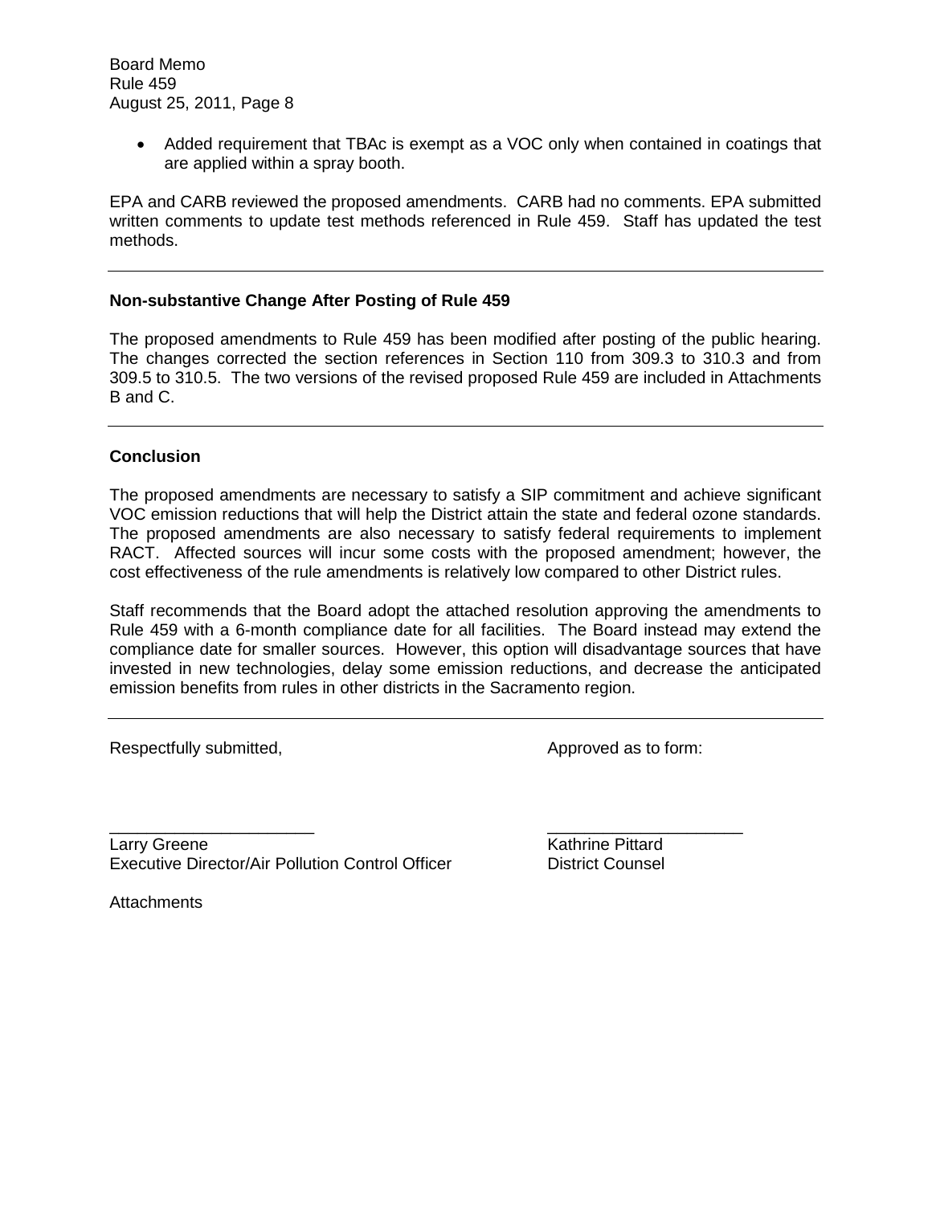- Added requirement that TBAc is exempt as a VOC only when contained in coatings that are applied within a spray booth.

EPA and CARB reviewed the proposed amendments. CARB had no comments. EPA submitted written comments to update test methods referenced in Rule 459. Staff has updated the test methods.

---

**Non-substantive Change After Posting of Rule 459**

The proposed amendments to Rule 459 has been modified after posting of the public hearing. The changes corrected the section references in Section 110 from 309.3 to 310.3 and from 309.5 to 310.5. The two versions of the revised proposed Rule 459 are included in Attachments B and C.

---

**Conclusion**

The proposed amendments are necessary to satisfy a SIP commitment and achieve significant VOC emission reductions that will help the District attain the state and federal ozone standards. The proposed amendments are also necessary to satisfy federal requirements to implement RACT. Affected sources will incur some costs with the proposed amendment; however, the cost effectiveness of the rule amendments is relatively low compared to other District rules.

Staff recommends that the Board adopt the attached resolution approving the amendments to Rule 459 with a 6-month compliance date for all facilities. The Board instead may extend the compliance date for smaller sources. However, this option will disadvantage sources that have invested in new technologies, delay some emission reductions, and decrease the anticipated emission benefits from rules in other districts in the Sacramento region.

---

Respectfully submitted,

______________________
Larry Greene
Executive Director/Air Pollution Control Officer

Approved as to form:

______________________
Kathrine Pittard
District Counsel

Attachments